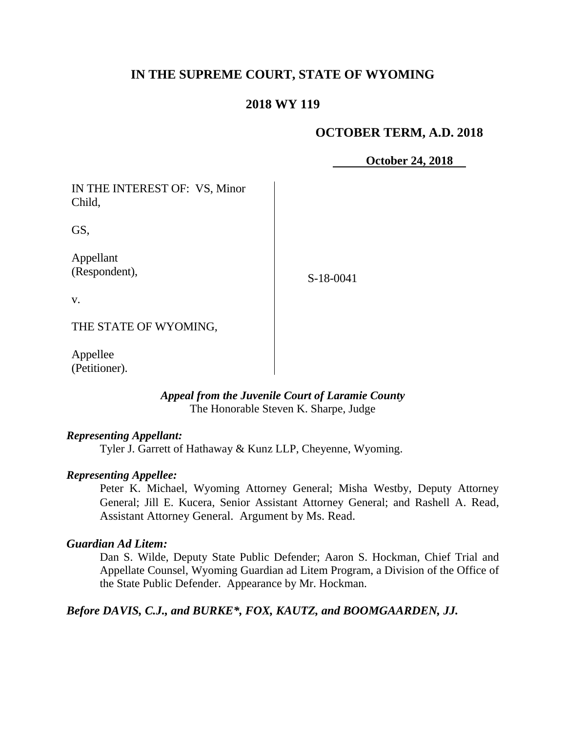# IN THE SUPREME COURT, STATE OF WYOMING

## 2018 WY 119

**OCTOBER TERM, A.D. 2018**

**October 24, 2018**

IN THE INTEREST OF: VS, Minor Child,

GS,

Appellant (Respondent),

v.

THE STATE OF WYOMING,

Appellee (Petitioner).

S-18-0041

***Appeal from the Juvenile Court of Laramie County***
The Honorable Steven K. Sharpe, Judge

***Representing Appellant:***
Tyler J. Garrett of Hathaway & Kunz LLP, Cheyenne, Wyoming.

***Representing Appellee:***
Peter K. Michael, Wyoming Attorney General; Misha Westby, Deputy Attorney General; Jill E. Kucera, Senior Assistant Attorney General; and Rashell A. Read, Assistant Attorney General. Argument by Ms. Read.

***Guardian Ad Litem:***
Dan S. Wilde, Deputy State Public Defender; Aaron S. Hockman, Chief Trial and Appellate Counsel, Wyoming Guardian ad Litem Program, a Division of the Office of the State Public Defender. Appearance by Mr. Hockman.

***Before DAVIS, C.J., and BURKE\*, FOX, KAUTZ, and BOOMGAARDEN, JJ.***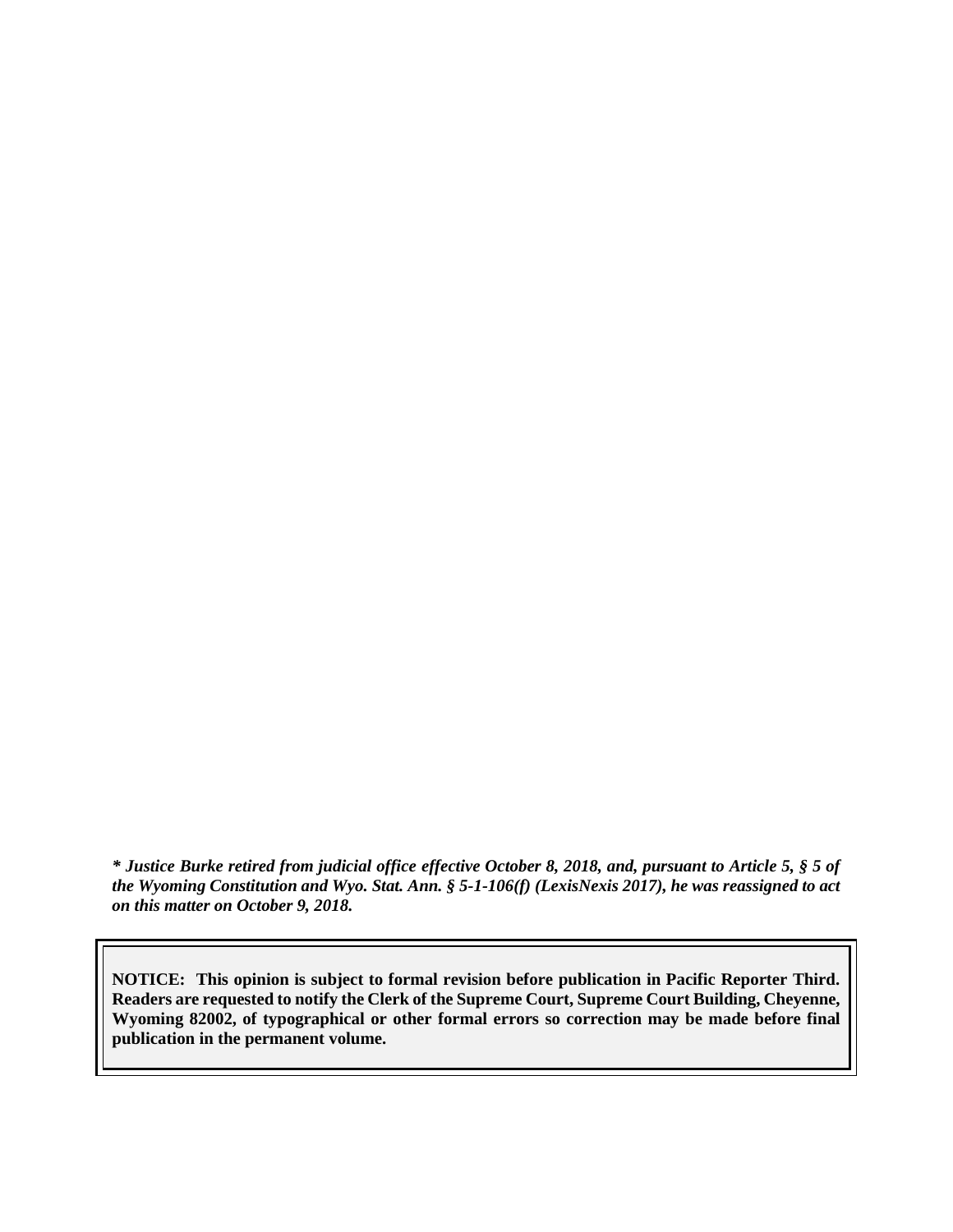***\* Justice Burke retired from judicial office effective October 8, 2018, and, pursuant to Article 5, § 5 of the Wyoming Constitution and Wyo. Stat. Ann. § 5-1-106(f) (LexisNexis 2017), he was reassigned to act on this matter on October 9, 2018.***

**NOTICE: This opinion is subject to formal revision before publication in Pacific Reporter Third. Readers are requested to notify the Clerk of the Supreme Court, Supreme Court Building, Cheyenne, Wyoming 82002, of typographical or other formal errors so correction may be made before final publication in the permanent volume.**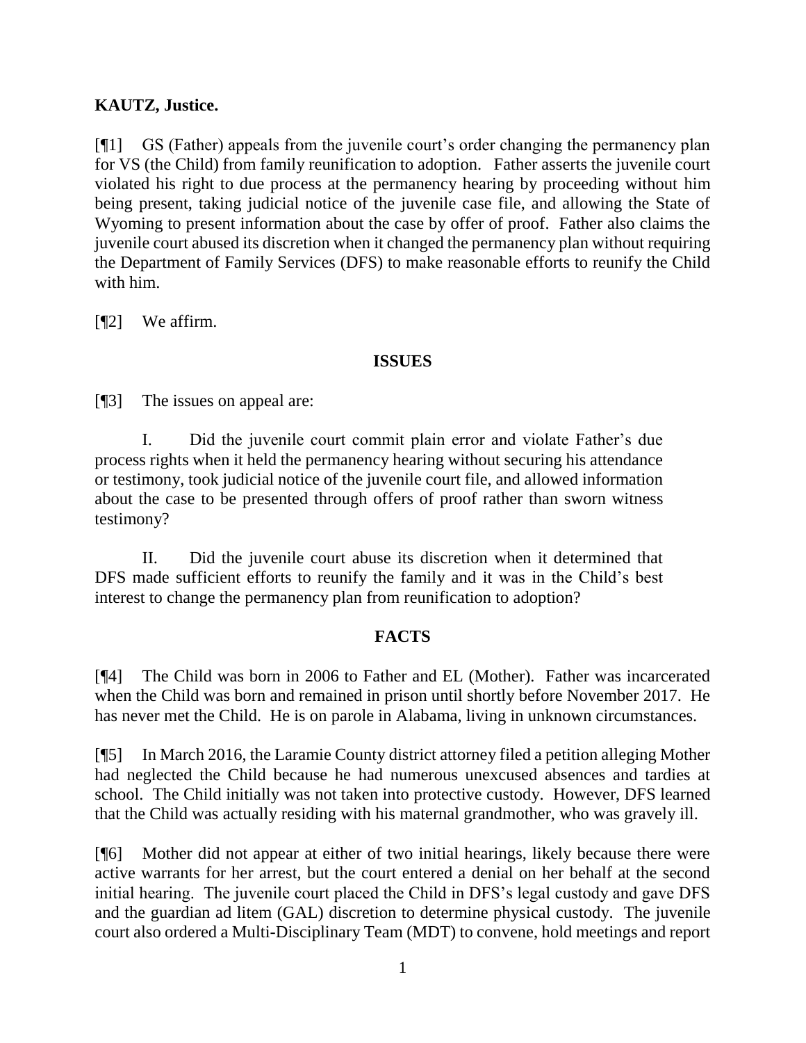**KAUTZ, Justice.**

[¶1] GS (Father) appeals from the juvenile court's order changing the permanency plan for VS (the Child) from family reunification to adoption. Father asserts the juvenile court violated his right to due process at the permanency hearing by proceeding without him being present, taking judicial notice of the juvenile case file, and allowing the State of Wyoming to present information about the case by offer of proof. Father also claims the juvenile court abused its discretion when it changed the permanency plan without requiring the Department of Family Services (DFS) to make reasonable efforts to reunify the Child with him.

[¶2] We affirm.

## ISSUES

[¶3] The issues on appeal are:

> I. Did the juvenile court commit plain error and violate Father's due process rights when it held the permanency hearing without securing his attendance or testimony, took judicial notice of the juvenile court file, and allowed information about the case to be presented through offers of proof rather than sworn witness testimony?
>
> II. Did the juvenile court abuse its discretion when it determined that DFS made sufficient efforts to reunify the family and it was in the Child's best interest to change the permanency plan from reunification to adoption?

## FACTS

[¶4] The Child was born in 2006 to Father and EL (Mother). Father was incarcerated when the Child was born and remained in prison until shortly before November 2017. He has never met the Child. He is on parole in Alabama, living in unknown circumstances.

[¶5] In March 2016, the Laramie County district attorney filed a petition alleging Mother had neglected the Child because he had numerous unexcused absences and tardies at school. The Child initially was not taken into protective custody. However, DFS learned that the Child was actually residing with his maternal grandmother, who was gravely ill.

[¶6] Mother did not appear at either of two initial hearings, likely because there were active warrants for her arrest, but the court entered a denial on her behalf at the second initial hearing. The juvenile court placed the Child in DFS's legal custody and gave DFS and the guardian ad litem (GAL) discretion to determine physical custody. The juvenile court also ordered a Multi-Disciplinary Team (MDT) to convene, hold meetings and report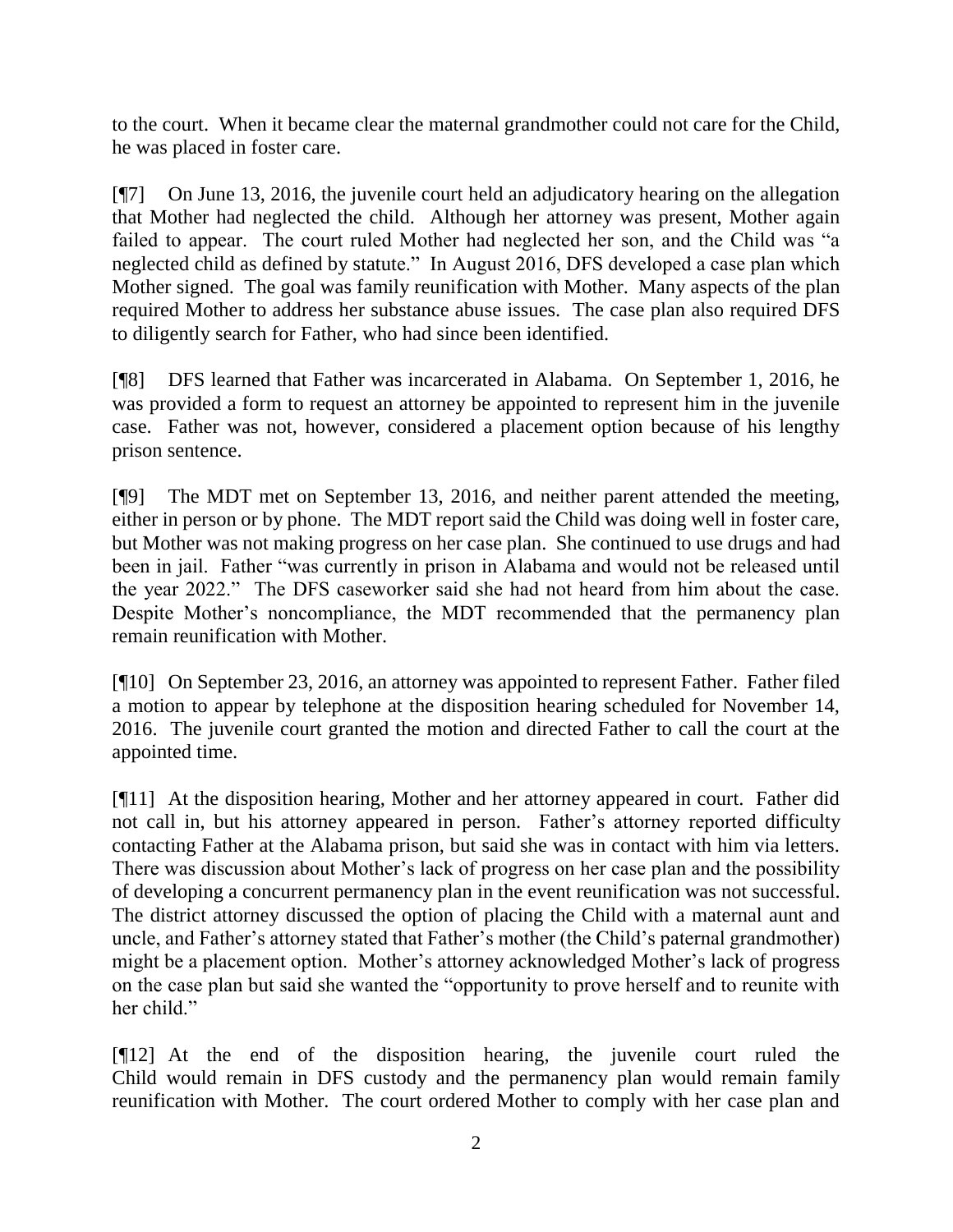to the court. When it became clear the maternal grandmother could not care for the Child, he was placed in foster care.

[¶7] On June 13, 2016, the juvenile court held an adjudicatory hearing on the allegation that Mother had neglected the child. Although her attorney was present, Mother again failed to appear. The court ruled Mother had neglected her son, and the Child was "a neglected child as defined by statute." In August 2016, DFS developed a case plan which Mother signed. The goal was family reunification with Mother. Many aspects of the plan required Mother to address her substance abuse issues. The case plan also required DFS to diligently search for Father, who had since been identified.

[¶8] DFS learned that Father was incarcerated in Alabama. On September 1, 2016, he was provided a form to request an attorney be appointed to represent him in the juvenile case. Father was not, however, considered a placement option because of his lengthy prison sentence.

[¶9] The MDT met on September 13, 2016, and neither parent attended the meeting, either in person or by phone. The MDT report said the Child was doing well in foster care, but Mother was not making progress on her case plan. She continued to use drugs and had been in jail. Father "was currently in prison in Alabama and would not be released until the year 2022." The DFS caseworker said she had not heard from him about the case. Despite Mother's noncompliance, the MDT recommended that the permanency plan remain reunification with Mother.

[¶10] On September 23, 2016, an attorney was appointed to represent Father. Father filed a motion to appear by telephone at the disposition hearing scheduled for November 14, 2016. The juvenile court granted the motion and directed Father to call the court at the appointed time.

[¶11] At the disposition hearing, Mother and her attorney appeared in court. Father did not call in, but his attorney appeared in person. Father's attorney reported difficulty contacting Father at the Alabama prison, but said she was in contact with him via letters. There was discussion about Mother's lack of progress on her case plan and the possibility of developing a concurrent permanency plan in the event reunification was not successful. The district attorney discussed the option of placing the Child with a maternal aunt and uncle, and Father's attorney stated that Father's mother (the Child's paternal grandmother) might be a placement option. Mother's attorney acknowledged Mother's lack of progress on the case plan but said she wanted the "opportunity to prove herself and to reunite with her child."

[¶12] At the end of the disposition hearing, the juvenile court ruled the Child would remain in DFS custody and the permanency plan would remain family reunification with Mother. The court ordered Mother to comply with her case plan and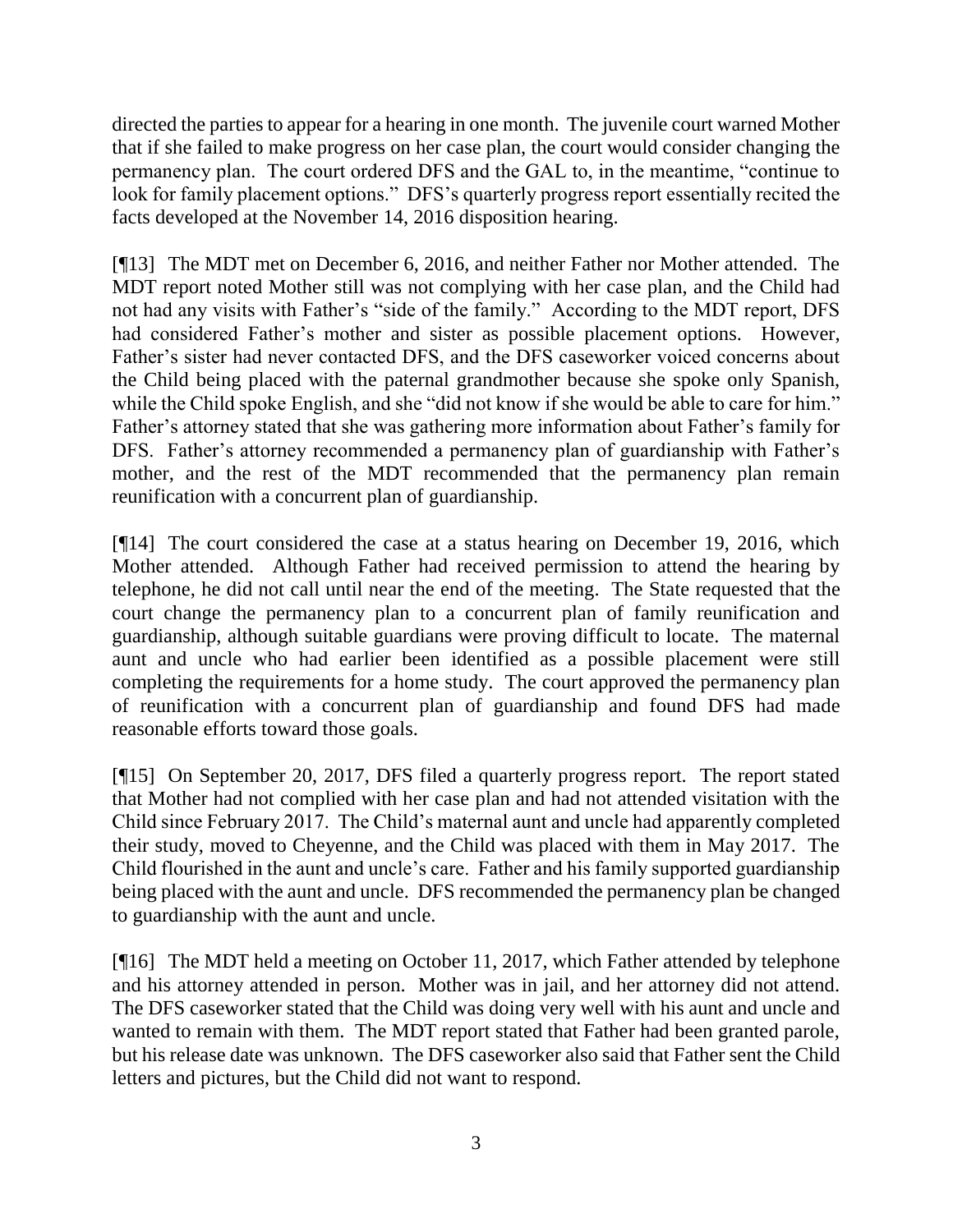directed the parties to appear for a hearing in one month. The juvenile court warned Mother that if she failed to make progress on her case plan, the court would consider changing the permanency plan. The court ordered DFS and the GAL to, in the meantime, "continue to look for family placement options." DFS's quarterly progress report essentially recited the facts developed at the November 14, 2016 disposition hearing.

[¶13] The MDT met on December 6, 2016, and neither Father nor Mother attended. The MDT report noted Mother still was not complying with her case plan, and the Child had not had any visits with Father's "side of the family." According to the MDT report, DFS had considered Father's mother and sister as possible placement options. However, Father's sister had never contacted DFS, and the DFS caseworker voiced concerns about the Child being placed with the paternal grandmother because she spoke only Spanish, while the Child spoke English, and she "did not know if she would be able to care for him." Father's attorney stated that she was gathering more information about Father's family for DFS. Father's attorney recommended a permanency plan of guardianship with Father's mother, and the rest of the MDT recommended that the permanency plan remain reunification with a concurrent plan of guardianship.

[¶14] The court considered the case at a status hearing on December 19, 2016, which Mother attended. Although Father had received permission to attend the hearing by telephone, he did not call until near the end of the meeting. The State requested that the court change the permanency plan to a concurrent plan of family reunification and guardianship, although suitable guardians were proving difficult to locate. The maternal aunt and uncle who had earlier been identified as a possible placement were still completing the requirements for a home study. The court approved the permanency plan of reunification with a concurrent plan of guardianship and found DFS had made reasonable efforts toward those goals.

[¶15] On September 20, 2017, DFS filed a quarterly progress report. The report stated that Mother had not complied with her case plan and had not attended visitation with the Child since February 2017. The Child's maternal aunt and uncle had apparently completed their study, moved to Cheyenne, and the Child was placed with them in May 2017. The Child flourished in the aunt and uncle's care. Father and his family supported guardianship being placed with the aunt and uncle. DFS recommended the permanency plan be changed to guardianship with the aunt and uncle.

[¶16] The MDT held a meeting on October 11, 2017, which Father attended by telephone and his attorney attended in person. Mother was in jail, and her attorney did not attend. The DFS caseworker stated that the Child was doing very well with his aunt and uncle and wanted to remain with them. The MDT report stated that Father had been granted parole, but his release date was unknown. The DFS caseworker also said that Father sent the Child letters and pictures, but the Child did not want to respond.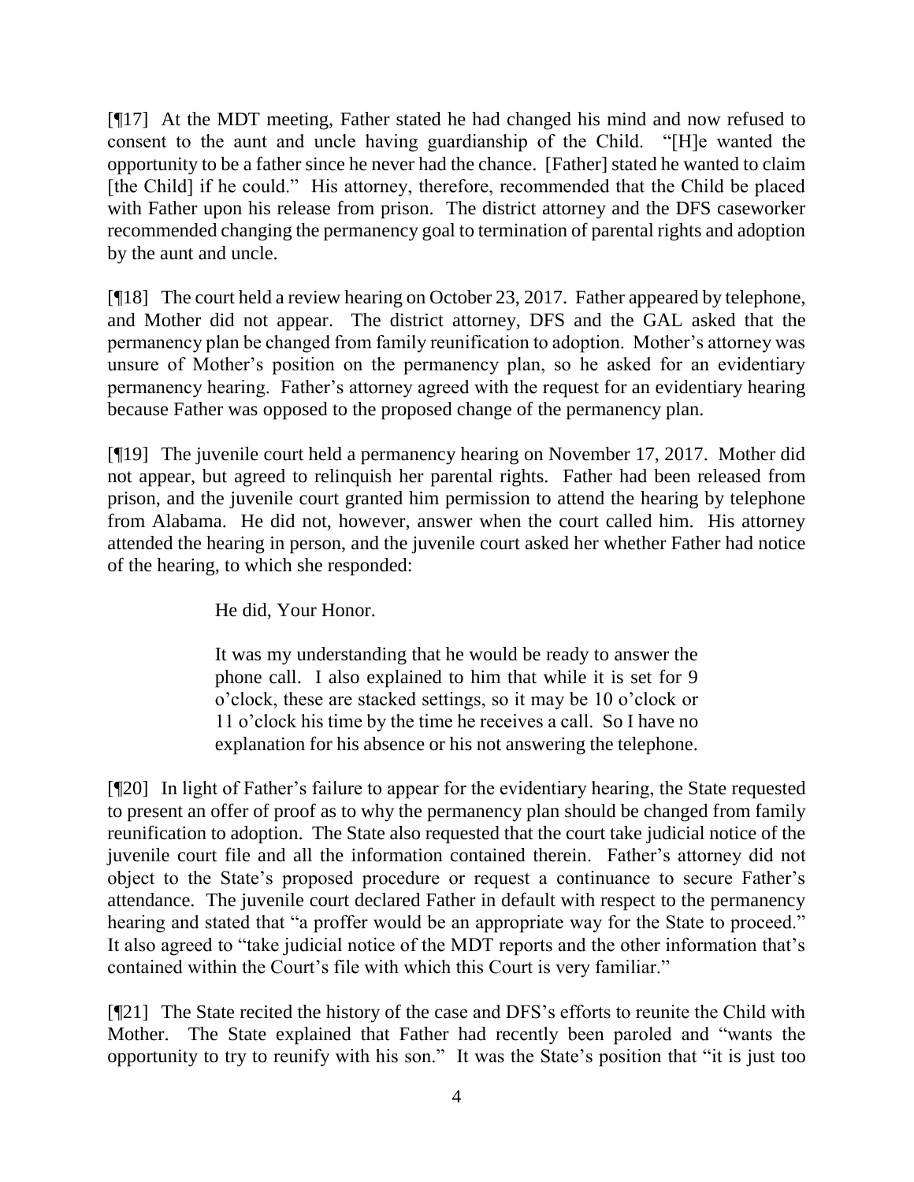[¶17] At the MDT meeting, Father stated he had changed his mind and now refused to consent to the aunt and uncle having guardianship of the Child. "[H]e wanted the opportunity to be a father since he never had the chance. [Father] stated he wanted to claim [the Child] if he could." His attorney, therefore, recommended that the Child be placed with Father upon his release from prison. The district attorney and the DFS caseworker recommended changing the permanency goal to termination of parental rights and adoption by the aunt and uncle.

[¶18] The court held a review hearing on October 23, 2017. Father appeared by telephone, and Mother did not appear. The district attorney, DFS and the GAL asked that the permanency plan be changed from family reunification to adoption. Mother's attorney was unsure of Mother's position on the permanency plan, so he asked for an evidentiary permanency hearing. Father's attorney agreed with the request for an evidentiary hearing because Father was opposed to the proposed change of the permanency plan.

[¶19] The juvenile court held a permanency hearing on November 17, 2017. Mother did not appear, but agreed to relinquish her parental rights. Father had been released from prison, and the juvenile court granted him permission to attend the hearing by telephone from Alabama. He did not, however, answer when the court called him. His attorney attended the hearing in person, and the juvenile court asked her whether Father had notice of the hearing, to which she responded:

> He did, Your Honor.
>
> It was my understanding that he would be ready to answer the phone call. I also explained to him that while it is set for 9 o'clock, these are stacked settings, so it may be 10 o'clock or 11 o'clock his time by the time he receives a call. So I have no explanation for his absence or his not answering the telephone.

[¶20] In light of Father's failure to appear for the evidentiary hearing, the State requested to present an offer of proof as to why the permanency plan should be changed from family reunification to adoption. The State also requested that the court take judicial notice of the juvenile court file and all the information contained therein. Father's attorney did not object to the State's proposed procedure or request a continuance to secure Father's attendance. The juvenile court declared Father in default with respect to the permanency hearing and stated that "a proffer would be an appropriate way for the State to proceed." It also agreed to "take judicial notice of the MDT reports and the other information that's contained within the Court's file with which this Court is very familiar."

[¶21] The State recited the history of the case and DFS's efforts to reunite the Child with Mother. The State explained that Father had recently been paroled and "wants the opportunity to try to reunify with his son." It was the State's position that "it is just too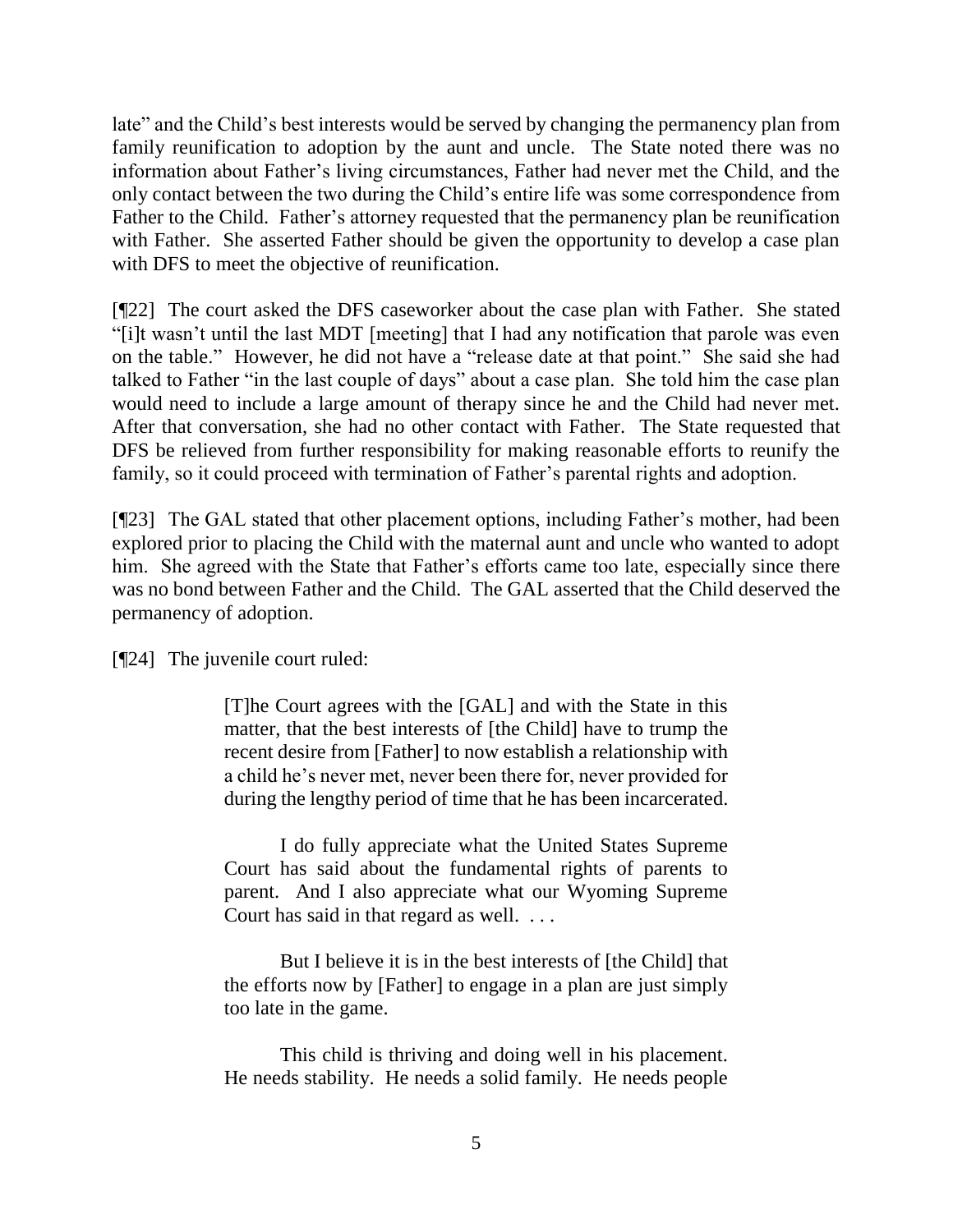late" and the Child's best interests would be served by changing the permanency plan from family reunification to adoption by the aunt and uncle. The State noted there was no information about Father's living circumstances, Father had never met the Child, and the only contact between the two during the Child's entire life was some correspondence from Father to the Child. Father's attorney requested that the permanency plan be reunification with Father. She asserted Father should be given the opportunity to develop a case plan with DFS to meet the objective of reunification.

[¶22] The court asked the DFS caseworker about the case plan with Father. She stated "[i]t wasn't until the last MDT [meeting] that I had any notification that parole was even on the table." However, he did not have a "release date at that point." She said she had talked to Father "in the last couple of days" about a case plan. She told him the case plan would need to include a large amount of therapy since he and the Child had never met. After that conversation, she had no other contact with Father. The State requested that DFS be relieved from further responsibility for making reasonable efforts to reunify the family, so it could proceed with termination of Father's parental rights and adoption.

[¶23] The GAL stated that other placement options, including Father's mother, had been explored prior to placing the Child with the maternal aunt and uncle who wanted to adopt him. She agreed with the State that Father's efforts came too late, especially since there was no bond between Father and the Child. The GAL asserted that the Child deserved the permanency of adoption.

[¶24] The juvenile court ruled:

> [T]he Court agrees with the [GAL] and with the State in this matter, that the best interests of [the Child] have to trump the recent desire from [Father] to now establish a relationship with a child he's never met, never been there for, never provided for during the lengthy period of time that he has been incarcerated.
>
> I do fully appreciate what the United States Supreme Court has said about the fundamental rights of parents to parent. And I also appreciate what our Wyoming Supreme Court has said in that regard as well. . . .
>
> But I believe it is in the best interests of [the Child] that the efforts now by [Father] to engage in a plan are just simply too late in the game.
>
> This child is thriving and doing well in his placement. He needs stability. He needs a solid family. He needs people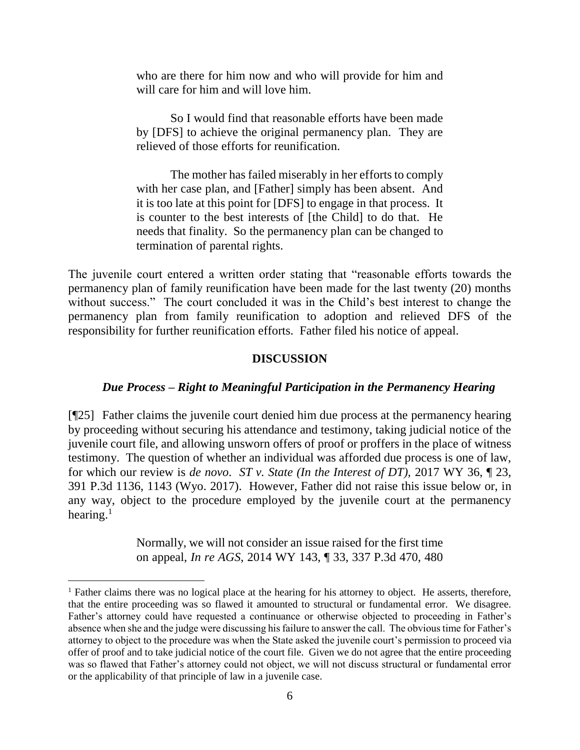> who are there for him now and who will provide for him and will care for him and will love him.
>
> So I would find that reasonable efforts have been made by [DFS] to achieve the original permanency plan. They are relieved of those efforts for reunification.
>
> The mother has failed miserably in her efforts to comply with her case plan, and [Father] simply has been absent. And it is too late at this point for [DFS] to engage in that process. It is counter to the best interests of [the Child] to do that. He needs that finality. So the permanency plan can be changed to termination of parental rights.

The juvenile court entered a written order stating that "reasonable efforts towards the permanency plan of family reunification have been made for the last twenty (20) months without success." The court concluded it was in the Child's best interest to change the permanency plan from family reunification to adoption and relieved DFS of the responsibility for further reunification efforts. Father filed his notice of appeal.

## DISCUSSION

### *Due Process – Right to Meaningful Participation in the Permanency Hearing*

[¶25] Father claims the juvenile court denied him due process at the permanency hearing by proceeding without securing his attendance and testimony, taking judicial notice of the juvenile court file, and allowing unsworn offers of proof or proffers in the place of witness testimony. The question of whether an individual was afforded due process is one of law, for which our review is *de novo*. *ST v. State (In the Interest of DT)*, 2017 WY 36, ¶ 23, 391 P.3d 1136, 1143 (Wyo. 2017). However, Father did not raise this issue below or, in any way, object to the procedure employed by the juvenile court at the permanency hearing.[1]

> Normally, we will not consider an issue raised for the first time on appeal, *In re AGS*, 2014 WY 143, ¶ 33, 337 P.3d 470, 480

[1] Father claims there was no logical place at the hearing for his attorney to object. He asserts, therefore, that the entire proceeding was so flawed it amounted to structural or fundamental error. We disagree. Father's attorney could have requested a continuance or otherwise objected to proceeding in Father's absence when she and the judge were discussing his failure to answer the call. The obvious time for Father's attorney to object to the procedure was when the State asked the juvenile court's permission to proceed via offer of proof and to take judicial notice of the court file. Given we do not agree that the entire proceeding was so flawed that Father's attorney could not object, we will not discuss structural or fundamental error or the applicability of that principle of law in a juvenile case.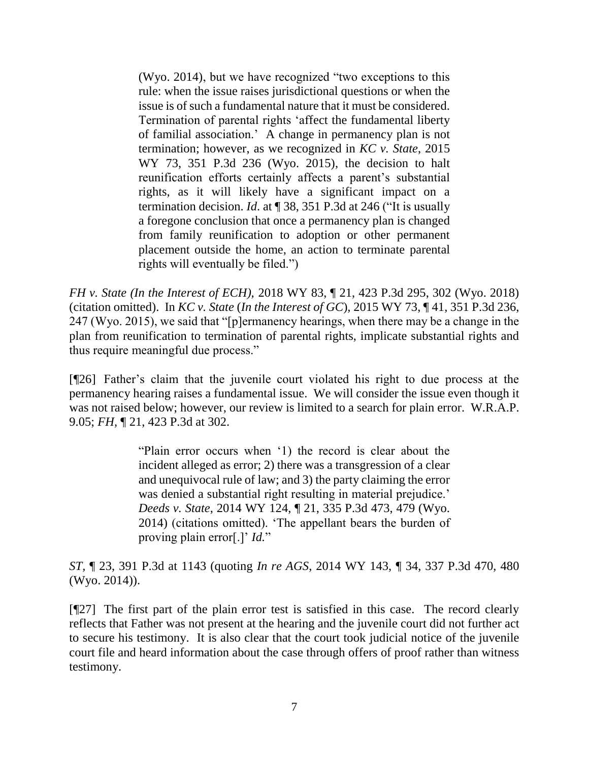> (Wyo. 2014), but we have recognized "two exceptions to this rule: when the issue raises jurisdictional questions or when the issue is of such a fundamental nature that it must be considered. Termination of parental rights 'affect the fundamental liberty of familial association.' A change in permanency plan is not termination; however, as we recognized in *KC v. State*, 2015 WY 73, 351 P.3d 236 (Wyo. 2015), the decision to halt reunification efforts certainly affects a parent's substantial rights, as it will likely have a significant impact on a termination decision. *Id*. at ¶ 38, 351 P.3d at 246 ("It is usually a foregone conclusion that once a permanency plan is changed from family reunification to adoption or other permanent placement outside the home, an action to terminate parental rights will eventually be filed.")

*FH v. State (In the Interest of ECH),* 2018 WY 83, ¶ 21, 423 P.3d 295, 302 (Wyo. 2018) (citation omitted). In *KC v. State* (*In the Interest of GC*), 2015 WY 73, ¶ 41, 351 P.3d 236, 247 (Wyo. 2015), we said that "[p]ermanency hearings, when there may be a change in the plan from reunification to termination of parental rights, implicate substantial rights and thus require meaningful due process."

[¶26] Father's claim that the juvenile court violated his right to due process at the permanency hearing raises a fundamental issue. We will consider the issue even though it was not raised below; however, our review is limited to a search for plain error. W.R.A.P. 9.05; *FH*, ¶ 21, 423 P.3d at 302.

> "Plain error occurs when '1) the record is clear about the incident alleged as error; 2) there was a transgression of a clear and unequivocal rule of law; and 3) the party claiming the error was denied a substantial right resulting in material prejudice.' *Deeds v. State*, 2014 WY 124, ¶ 21, 335 P.3d 473, 479 (Wyo. 2014) (citations omitted). 'The appellant bears the burden of proving plain error[.]' *Id.*"

*ST*, ¶ 23, 391 P.3d at 1143 (quoting *In re AGS*, 2014 WY 143, ¶ 34, 337 P.3d 470, 480 (Wyo. 2014)).

[¶27] The first part of the plain error test is satisfied in this case. The record clearly reflects that Father was not present at the hearing and the juvenile court did not further act to secure his testimony. It is also clear that the court took judicial notice of the juvenile court file and heard information about the case through offers of proof rather than witness testimony.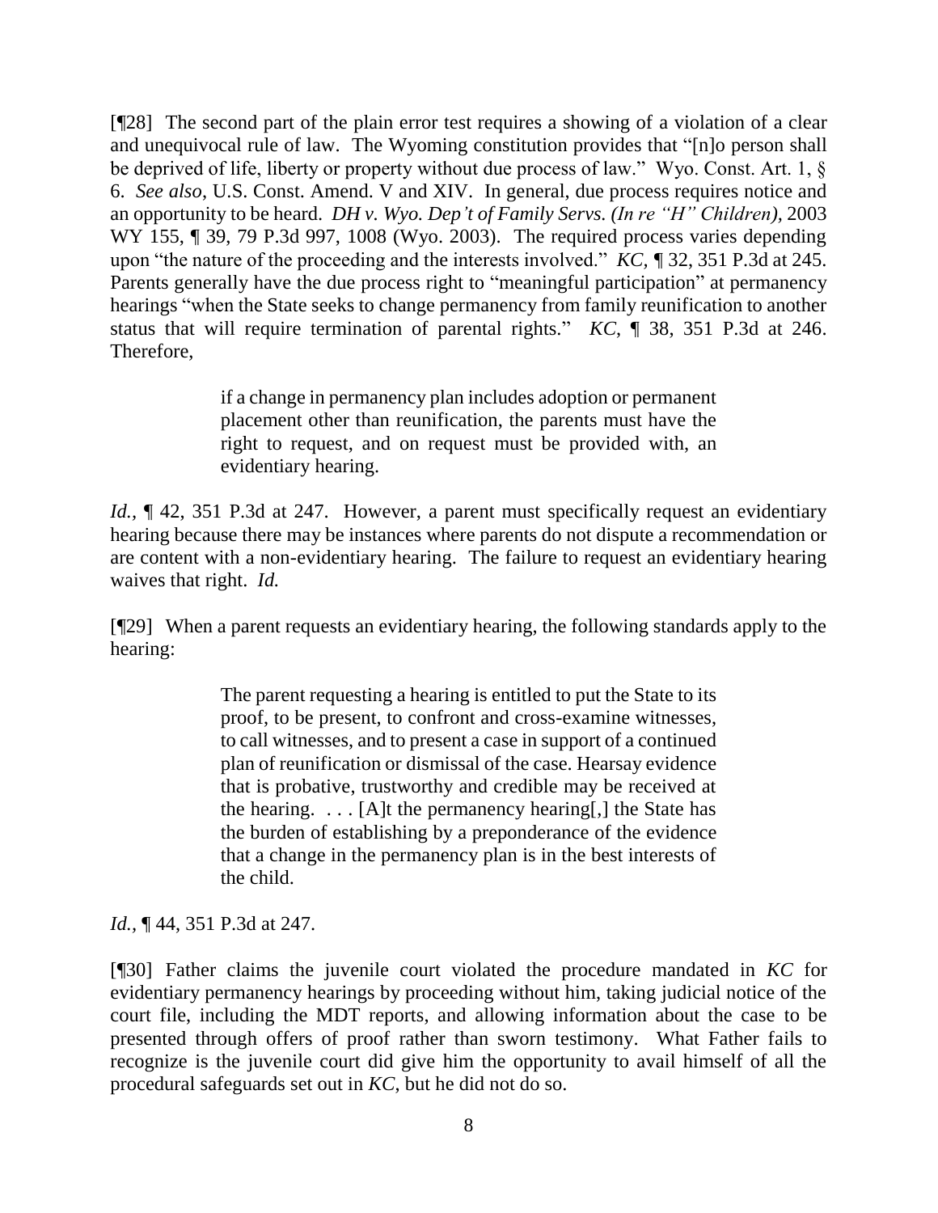[¶28] The second part of the plain error test requires a showing of a violation of a clear and unequivocal rule of law. The Wyoming constitution provides that "[n]o person shall be deprived of life, liberty or property without due process of law." Wyo. Const. Art. 1, § 6. *See also*, U.S. Const. Amend. V and XIV. In general, due process requires notice and an opportunity to be heard. *DH v. Wyo. Dep't of Family Servs. (In re "H" Children)*, 2003 WY 155, ¶ 39, 79 P.3d 997, 1008 (Wyo. 2003). The required process varies depending upon "the nature of the proceeding and the interests involved." *KC*, ¶ 32, 351 P.3d at 245. Parents generally have the due process right to "meaningful participation" at permanency hearings "when the State seeks to change permanency from family reunification to another status that will require termination of parental rights." *KC*, ¶ 38, 351 P.3d at 246. Therefore,

> if a change in permanency plan includes adoption or permanent placement other than reunification, the parents must have the right to request, and on request must be provided with, an evidentiary hearing.

*Id.*, ¶ 42, 351 P.3d at 247. However, a parent must specifically request an evidentiary hearing because there may be instances where parents do not dispute a recommendation or are content with a non-evidentiary hearing. The failure to request an evidentiary hearing waives that right. *Id.*

[¶29] When a parent requests an evidentiary hearing, the following standards apply to the hearing:

> The parent requesting a hearing is entitled to put the State to its proof, to be present, to confront and cross-examine witnesses, to call witnesses, and to present a case in support of a continued plan of reunification or dismissal of the case. Hearsay evidence that is probative, trustworthy and credible may be received at the hearing. . . . [A]t the permanency hearing[,] the State has the burden of establishing by a preponderance of the evidence that a change in the permanency plan is in the best interests of the child.

*Id.*, ¶ 44, 351 P.3d at 247.

[¶30] Father claims the juvenile court violated the procedure mandated in *KC* for evidentiary permanency hearings by proceeding without him, taking judicial notice of the court file, including the MDT reports, and allowing information about the case to be presented through offers of proof rather than sworn testimony. What Father fails to recognize is the juvenile court did give him the opportunity to avail himself of all the procedural safeguards set out in *KC*, but he did not do so.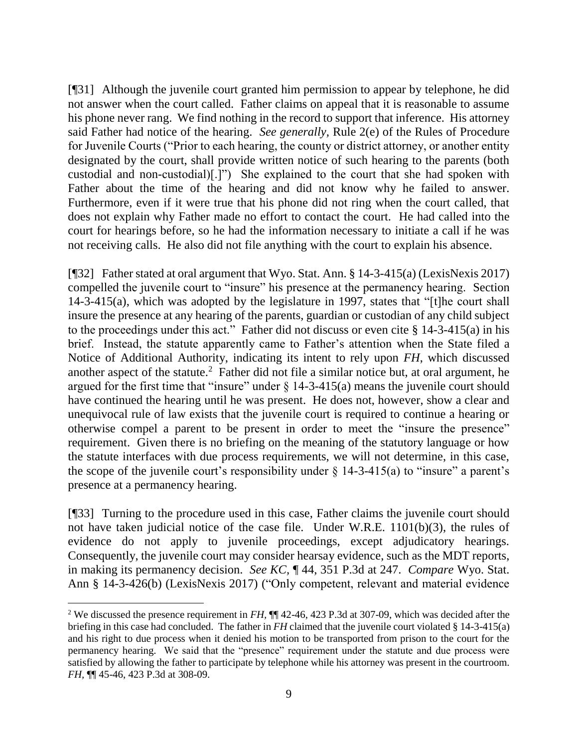[¶31] Although the juvenile court granted him permission to appear by telephone, he did not answer when the court called. Father claims on appeal that it is reasonable to assume his phone never rang. We find nothing in the record to support that inference. His attorney said Father had notice of the hearing. *See generally,* Rule 2(e) of the Rules of Procedure for Juvenile Courts ("Prior to each hearing, the county or district attorney, or another entity designated by the court, shall provide written notice of such hearing to the parents (both custodial and non-custodial)[.]") She explained to the court that she had spoken with Father about the time of the hearing and did not know why he failed to answer. Furthermore, even if it were true that his phone did not ring when the court called, that does not explain why Father made no effort to contact the court. He had called into the court for hearings before, so he had the information necessary to initiate a call if he was not receiving calls. He also did not file anything with the court to explain his absence.

[¶32] Father stated at oral argument that Wyo. Stat. Ann. § 14-3-415(a) (LexisNexis 2017) compelled the juvenile court to "insure" his presence at the permanency hearing. Section 14-3-415(a), which was adopted by the legislature in 1997, states that "[t]he court shall insure the presence at any hearing of the parents, guardian or custodian of any child subject to the proceedings under this act." Father did not discuss or even cite § 14-3-415(a) in his brief. Instead, the statute apparently came to Father's attention when the State filed a Notice of Additional Authority, indicating its intent to rely upon *FH*, which discussed another aspect of the statute.[2] Father did not file a similar notice but, at oral argument, he argued for the first time that "insure" under § 14-3-415(a) means the juvenile court should have continued the hearing until he was present. He does not, however, show a clear and unequivocal rule of law exists that the juvenile court is required to continue a hearing or otherwise compel a parent to be present in order to meet the "insure the presence" requirement. Given there is no briefing on the meaning of the statutory language or how the statute interfaces with due process requirements, we will not determine, in this case, the scope of the juvenile court's responsibility under § 14-3-415(a) to "insure" a parent's presence at a permanency hearing.

[¶33] Turning to the procedure used in this case, Father claims the juvenile court should not have taken judicial notice of the case file. Under W.R.E. 1101(b)(3), the rules of evidence do not apply to juvenile proceedings, except adjudicatory hearings. Consequently, the juvenile court may consider hearsay evidence, such as the MDT reports, in making its permanency decision. *See KC*, ¶ 44, 351 P.3d at 247. *Compare* Wyo. Stat. Ann § 14-3-426(b) (LexisNexis 2017) ("Only competent, relevant and material evidence

---

[2] We discussed the presence requirement in *FH*, ¶¶ 42-46, 423 P.3d at 307-09, which was decided after the briefing in this case had concluded. The father in *FH* claimed that the juvenile court violated § 14-3-415(a) and his right to due process when it denied his motion to be transported from prison to the court for the permanency hearing. We said that the "presence" requirement under the statute and due process were satisfied by allowing the father to participate by telephone while his attorney was present in the courtroom. *FH*, ¶¶ 45-46, 423 P.3d at 308-09.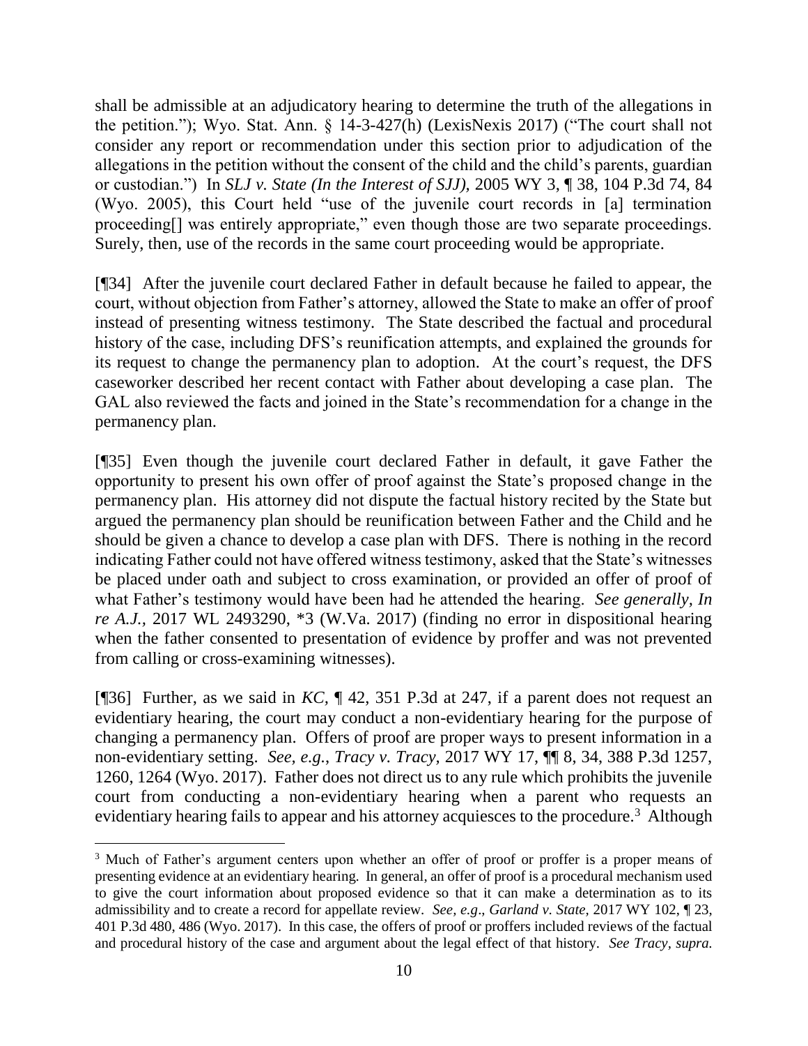shall be admissible at an adjudicatory hearing to determine the truth of the allegations in the petition."); Wyo. Stat. Ann. § 14-3-427(h) (LexisNexis 2017) ("The court shall not consider any report or recommendation under this section prior to adjudication of the allegations in the petition without the consent of the child and the child's parents, guardian or custodian.") In *SLJ v. State (In the Interest of SJJ)*, 2005 WY 3, ¶ 38, 104 P.3d 74, 84 (Wyo. 2005), this Court held "use of the juvenile court records in [a] termination proceeding[] was entirely appropriate," even though those are two separate proceedings. Surely, then, use of the records in the same court proceeding would be appropriate.

[¶34] After the juvenile court declared Father in default because he failed to appear, the court, without objection from Father's attorney, allowed the State to make an offer of proof instead of presenting witness testimony. The State described the factual and procedural history of the case, including DFS's reunification attempts, and explained the grounds for its request to change the permanency plan to adoption. At the court's request, the DFS caseworker described her recent contact with Father about developing a case plan. The GAL also reviewed the facts and joined in the State's recommendation for a change in the permanency plan.

[¶35] Even though the juvenile court declared Father in default, it gave Father the opportunity to present his own offer of proof against the State's proposed change in the permanency plan. His attorney did not dispute the factual history recited by the State but argued the permanency plan should be reunification between Father and the Child and he should be given a chance to develop a case plan with DFS. There is nothing in the record indicating Father could not have offered witness testimony, asked that the State's witnesses be placed under oath and subject to cross examination, or provided an offer of proof of what Father's testimony would have been had he attended the hearing. *See generally, In re A.J.*, 2017 WL 2493290, *3 (W.Va. 2017) (finding no error in dispositional hearing when the father consented to presentation of evidence by proffer and was not prevented from calling or cross-examining witnesses).

[¶36] Further, as we said in *KC*, ¶ 42, 351 P.3d at 247, if a parent does not request an evidentiary hearing, the court may conduct a non-evidentiary hearing for the purpose of changing a permanency plan. Offers of proof are proper ways to present information in a non-evidentiary setting. *See, e.g.*, *Tracy v. Tracy*, 2017 WY 17, ¶¶ 8, 34, 388 P.3d 1257, 1260, 1264 (Wyo. 2017). Father does not direct us to any rule which prohibits the juvenile court from conducting a non-evidentiary hearing when a parent who requests an evidentiary hearing fails to appear and his attorney acquiesces to the procedure.[3] Although

---

[3] Much of Father's argument centers upon whether an offer of proof or proffer is a proper means of presenting evidence at an evidentiary hearing. In general, an offer of proof is a procedural mechanism used to give the court information about proposed evidence so that it can make a determination as to its admissibility and to create a record for appellate review. *See, e.g*., *Garland v. State*, 2017 WY 102, ¶ 23, 401 P.3d 480, 486 (Wyo. 2017). In this case, the offers of proof or proffers included reviews of the factual and procedural history of the case and argument about the legal effect of that history. *See Tracy*, *supra.*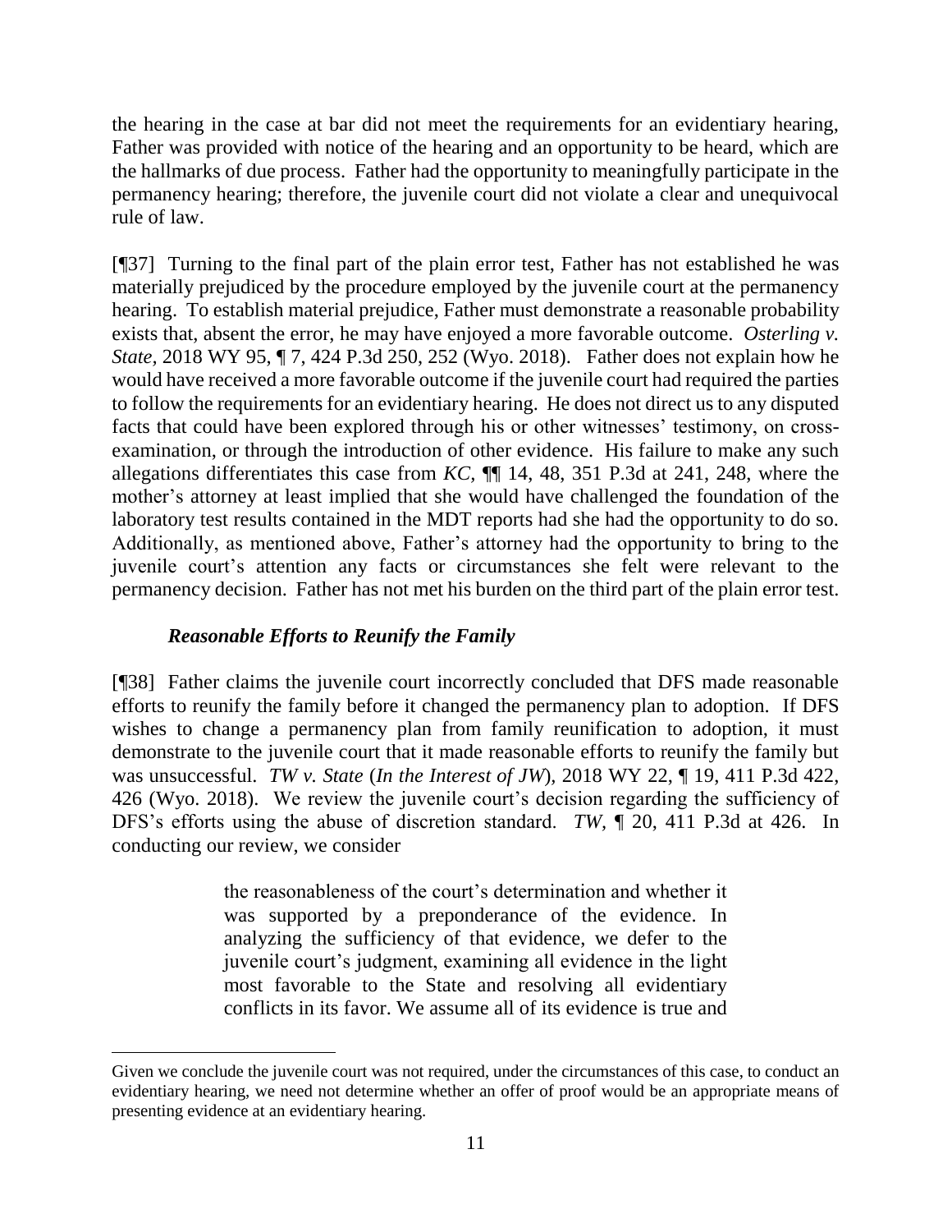the hearing in the case at bar did not meet the requirements for an evidentiary hearing, Father was provided with notice of the hearing and an opportunity to be heard, which are the hallmarks of due process. Father had the opportunity to meaningfully participate in the permanency hearing; therefore, the juvenile court did not violate a clear and unequivocal rule of law.

[¶37] Turning to the final part of the plain error test, Father has not established he was materially prejudiced by the procedure employed by the juvenile court at the permanency hearing. To establish material prejudice, Father must demonstrate a reasonable probability exists that, absent the error, he may have enjoyed a more favorable outcome. *Osterling v. State,* 2018 WY 95, ¶ 7, 424 P.3d 250, 252 (Wyo. 2018). Father does not explain how he would have received a more favorable outcome if the juvenile court had required the parties to follow the requirements for an evidentiary hearing. He does not direct us to any disputed facts that could have been explored through his or other witnesses' testimony, on cross-examination, or through the introduction of other evidence. His failure to make any such allegations differentiates this case from *KC*, ¶¶ 14, 48, 351 P.3d at 241, 248, where the mother's attorney at least implied that she would have challenged the foundation of the laboratory test results contained in the MDT reports had she had the opportunity to do so. Additionally, as mentioned above, Father's attorney had the opportunity to bring to the juvenile court's attention any facts or circumstances she felt were relevant to the permanency decision. Father has not met his burden on the third part of the plain error test.

### *Reasonable Efforts to Reunify the Family*

[¶38] Father claims the juvenile court incorrectly concluded that DFS made reasonable efforts to reunify the family before it changed the permanency plan to adoption. If DFS wishes to change a permanency plan from family reunification to adoption, it must demonstrate to the juvenile court that it made reasonable efforts to reunify the family but was unsuccessful. *TW v. State* (*In the Interest of JW*), 2018 WY 22, ¶ 19, 411 P.3d 422, 426 (Wyo. 2018). We review the juvenile court's decision regarding the sufficiency of DFS's efforts using the abuse of discretion standard. *TW,* ¶ 20, 411 P.3d at 426. In conducting our review, we consider

> the reasonableness of the court's determination and whether it was supported by a preponderance of the evidence. In analyzing the sufficiency of that evidence, we defer to the juvenile court's judgment, examining all evidence in the light most favorable to the State and resolving all evidentiary conflicts in its favor. We assume all of its evidence is true and

---

Given we conclude the juvenile court was not required, under the circumstances of this case, to conduct an evidentiary hearing, we need not determine whether an offer of proof would be an appropriate means of presenting evidence at an evidentiary hearing.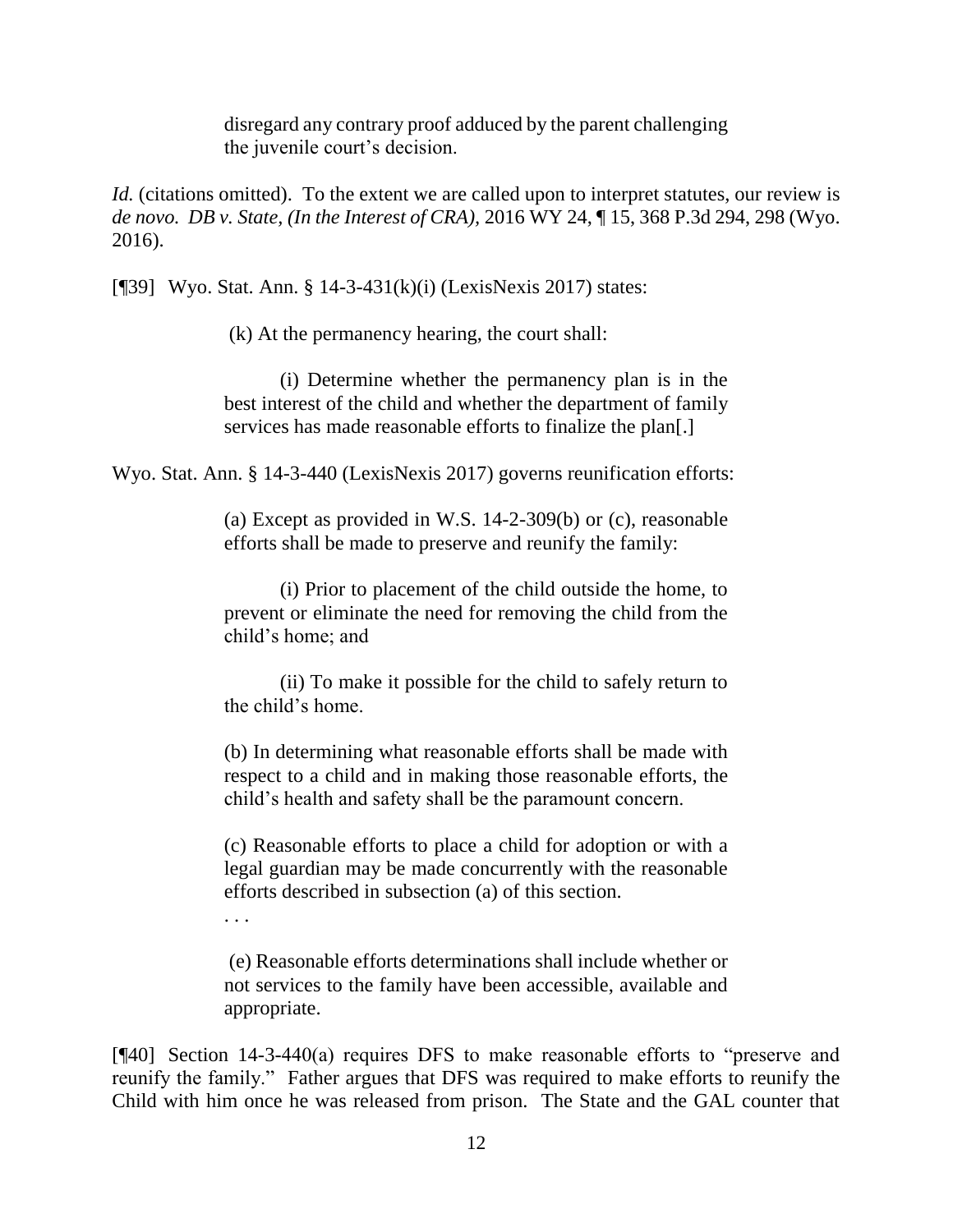> disregard any contrary proof adduced by the parent challenging the juvenile court's decision.

*Id.* (citations omitted). To the extent we are called upon to interpret statutes, our review is *de novo. DB v. State, (In the Interest of CRA)*, 2016 WY 24, ¶ 15, 368 P.3d 294, 298 (Wyo. 2016).

[¶39] Wyo. Stat. Ann. § 14-3-431(k)(i) (LexisNexis 2017) states:

> (k) At the permanency hearing, the court shall:
>
> (i) Determine whether the permanency plan is in the best interest of the child and whether the department of family services has made reasonable efforts to finalize the plan[.]

Wyo. Stat. Ann. § 14-3-440 (LexisNexis 2017) governs reunification efforts:

> (a) Except as provided in W.S. 14-2-309(b) or (c), reasonable efforts shall be made to preserve and reunify the family:
>
> (i) Prior to placement of the child outside the home, to prevent or eliminate the need for removing the child from the child's home; and
>
> (ii) To make it possible for the child to safely return to the child's home.
>
> (b) In determining what reasonable efforts shall be made with respect to a child and in making those reasonable efforts, the child's health and safety shall be the paramount concern.
>
> (c) Reasonable efforts to place a child for adoption or with a legal guardian may be made concurrently with the reasonable efforts described in subsection (a) of this section.
>
> . . .
>
> (e) Reasonable efforts determinations shall include whether or not services to the family have been accessible, available and appropriate.

[¶40] Section 14-3-440(a) requires DFS to make reasonable efforts to "preserve and reunify the family." Father argues that DFS was required to make efforts to reunify the Child with him once he was released from prison. The State and the GAL counter that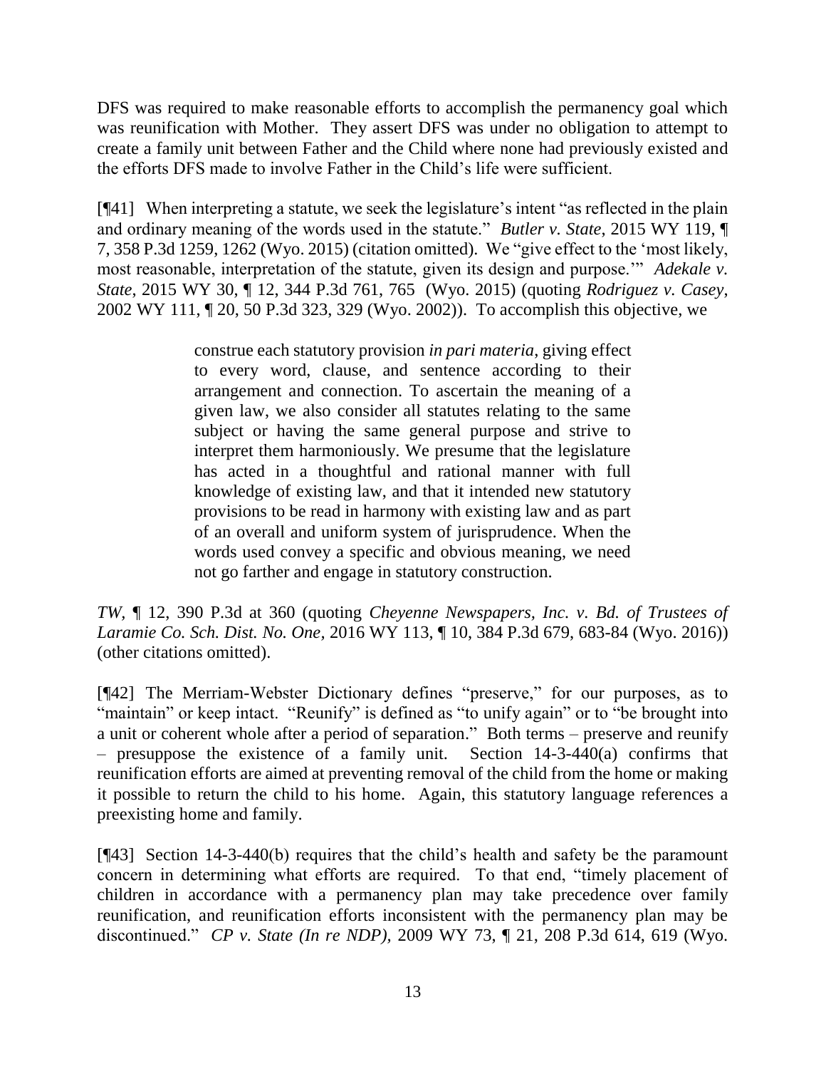DFS was required to make reasonable efforts to accomplish the permanency goal which was reunification with Mother. They assert DFS was under no obligation to attempt to create a family unit between Father and the Child where none had previously existed and the efforts DFS made to involve Father in the Child's life were sufficient.

[¶41] When interpreting a statute, we seek the legislature's intent "as reflected in the plain and ordinary meaning of the words used in the statute." *Butler v. State*, 2015 WY 119, ¶ 7, 358 P.3d 1259, 1262 (Wyo. 2015) (citation omitted). We "give effect to the 'most likely, most reasonable, interpretation of the statute, given its design and purpose.'" *Adekale v. State*, 2015 WY 30, ¶ 12, 344 P.3d 761, 765 (Wyo. 2015) (quoting *Rodriguez v. Casey*, 2002 WY 111, ¶ 20, 50 P.3d 323, 329 (Wyo. 2002)). To accomplish this objective, we

> construe each statutory provision *in pari materia*, giving effect to every word, clause, and sentence according to their arrangement and connection. To ascertain the meaning of a given law, we also consider all statutes relating to the same subject or having the same general purpose and strive to interpret them harmoniously. We presume that the legislature has acted in a thoughtful and rational manner with full knowledge of existing law, and that it intended new statutory provisions to be read in harmony with existing law and as part of an overall and uniform system of jurisprudence. When the words used convey a specific and obvious meaning, we need not go farther and engage in statutory construction.

*TW*, ¶ 12, 390 P.3d at 360 (quoting *Cheyenne Newspapers, Inc. v. Bd. of Trustees of Laramie Co. Sch. Dist. No. One*, 2016 WY 113, ¶ 10, 384 P.3d 679, 683-84 (Wyo. 2016)) (other citations omitted).

[¶42] The Merriam-Webster Dictionary defines "preserve," for our purposes, as to "maintain" or keep intact. "Reunify" is defined as "to unify again" or to "be brought into a unit or coherent whole after a period of separation." Both terms – preserve and reunify – presuppose the existence of a family unit. Section 14-3-440(a) confirms that reunification efforts are aimed at preventing removal of the child from the home or making it possible to return the child to his home. Again, this statutory language references a preexisting home and family.

[¶43] Section 14-3-440(b) requires that the child's health and safety be the paramount concern in determining what efforts are required. To that end, "timely placement of children in accordance with a permanency plan may take precedence over family reunification, and reunification efforts inconsistent with the permanency plan may be discontinued." *CP v. State (In re NDP)*, 2009 WY 73, ¶ 21, 208 P.3d 614, 619 (Wyo.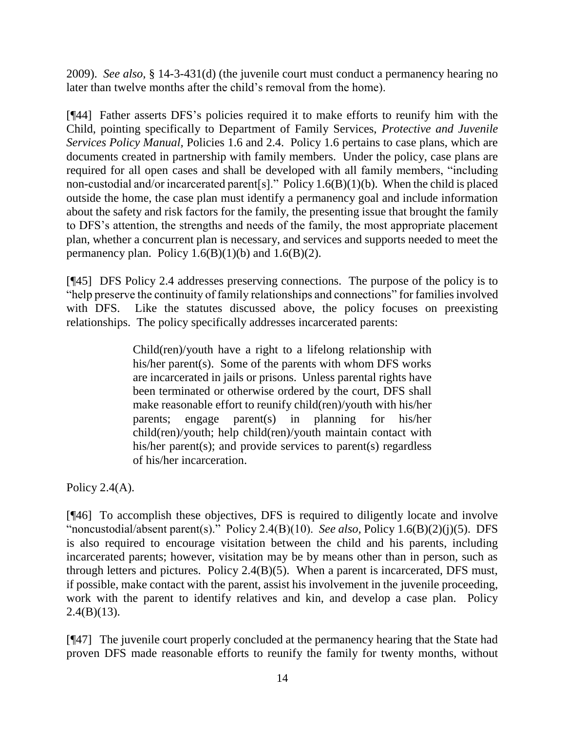2009). *See also*, § 14-3-431(d) (the juvenile court must conduct a permanency hearing no later than twelve months after the child's removal from the home).

[¶44] Father asserts DFS's policies required it to make efforts to reunify him with the Child, pointing specifically to Department of Family Services, *Protective and Juvenile Services Policy Manual*, Policies 1.6 and 2.4. Policy 1.6 pertains to case plans, which are documents created in partnership with family members. Under the policy, case plans are required for all open cases and shall be developed with all family members, "including non-custodial and/or incarcerated parent[s]." Policy 1.6(B)(1)(b). When the child is placed outside the home, the case plan must identify a permanency goal and include information about the safety and risk factors for the family, the presenting issue that brought the family to DFS's attention, the strengths and needs of the family, the most appropriate placement plan, whether a concurrent plan is necessary, and services and supports needed to meet the permanency plan. Policy 1.6(B)(1)(b) and 1.6(B)(2).

[¶45] DFS Policy 2.4 addresses preserving connections. The purpose of the policy is to "help preserve the continuity of family relationships and connections" for families involved with DFS. Like the statutes discussed above, the policy focuses on preexisting relationships. The policy specifically addresses incarcerated parents:

> Child(ren)/youth have a right to a lifelong relationship with his/her parent(s). Some of the parents with whom DFS works are incarcerated in jails or prisons. Unless parental rights have been terminated or otherwise ordered by the court, DFS shall make reasonable effort to reunify child(ren)/youth with his/her parents; engage parent(s) in planning for his/her child(ren)/youth; help child(ren)/youth maintain contact with his/her parent(s); and provide services to parent(s) regardless of his/her incarceration.

Policy 2.4(A).

[¶46] To accomplish these objectives, DFS is required to diligently locate and involve "noncustodial/absent parent(s)." Policy 2.4(B)(10). *See also*, Policy 1.6(B)(2)(j)(5). DFS is also required to encourage visitation between the child and his parents, including incarcerated parents; however, visitation may be by means other than in person, such as through letters and pictures. Policy 2.4(B)(5). When a parent is incarcerated, DFS must, if possible, make contact with the parent, assist his involvement in the juvenile proceeding, work with the parent to identify relatives and kin, and develop a case plan. Policy 2.4(B)(13).

[¶47] The juvenile court properly concluded at the permanency hearing that the State had proven DFS made reasonable efforts to reunify the family for twenty months, without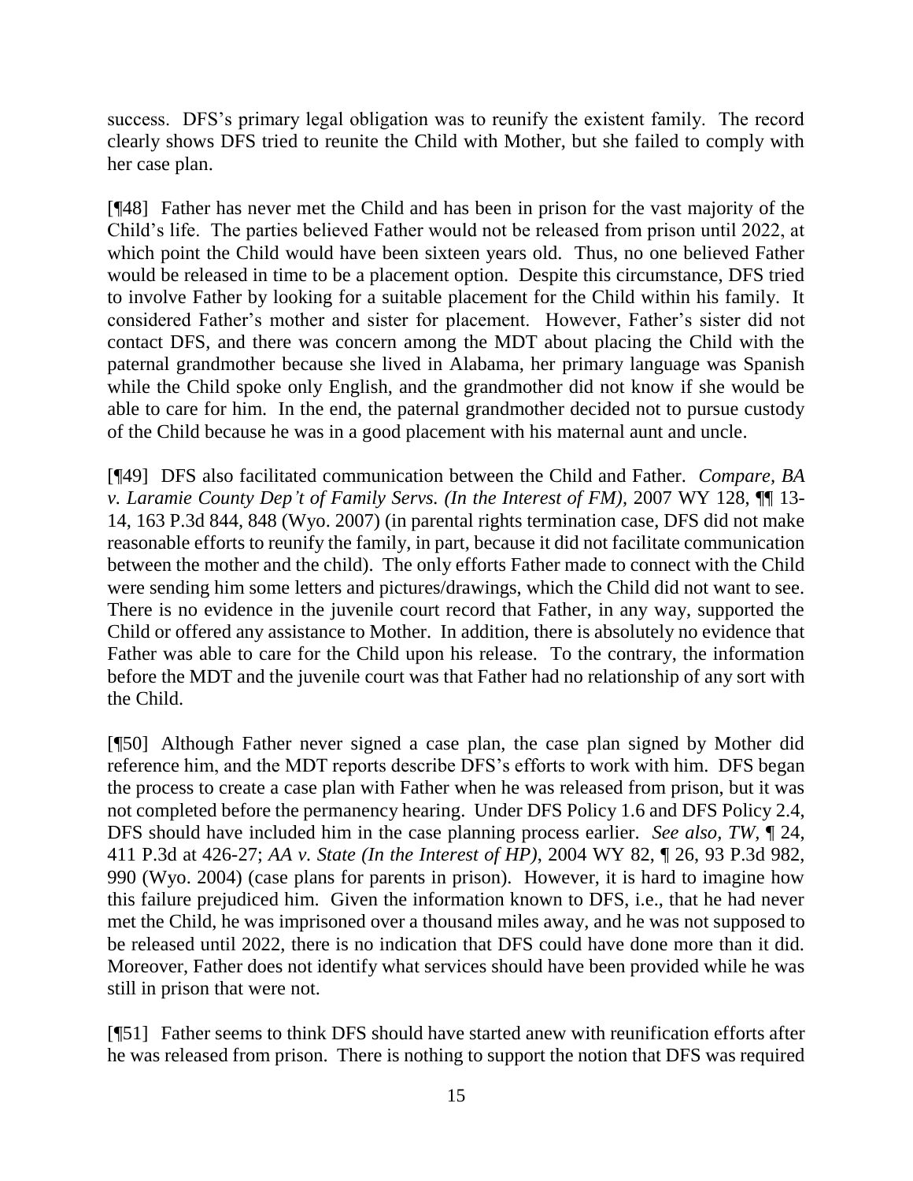success. DFS's primary legal obligation was to reunify the existent family. The record clearly shows DFS tried to reunite the Child with Mother, but she failed to comply with her case plan.

[¶48] Father has never met the Child and has been in prison for the vast majority of the Child's life. The parties believed Father would not be released from prison until 2022, at which point the Child would have been sixteen years old. Thus, no one believed Father would be released in time to be a placement option. Despite this circumstance, DFS tried to involve Father by looking for a suitable placement for the Child within his family. It considered Father's mother and sister for placement. However, Father's sister did not contact DFS, and there was concern among the MDT about placing the Child with the paternal grandmother because she lived in Alabama, her primary language was Spanish while the Child spoke only English, and the grandmother did not know if she would be able to care for him. In the end, the paternal grandmother decided not to pursue custody of the Child because he was in a good placement with his maternal aunt and uncle.

[¶49] DFS also facilitated communication between the Child and Father. *Compare, BA v. Laramie County Dep't of Family Servs. (In the Interest of FM),* 2007 WY 128, ¶¶ 13-14, 163 P.3d 844, 848 (Wyo. 2007) (in parental rights termination case, DFS did not make reasonable efforts to reunify the family, in part, because it did not facilitate communication between the mother and the child). The only efforts Father made to connect with the Child were sending him some letters and pictures/drawings, which the Child did not want to see. There is no evidence in the juvenile court record that Father, in any way, supported the Child or offered any assistance to Mother. In addition, there is absolutely no evidence that Father was able to care for the Child upon his release. To the contrary, the information before the MDT and the juvenile court was that Father had no relationship of any sort with the Child.

[¶50] Although Father never signed a case plan, the case plan signed by Mother did reference him, and the MDT reports describe DFS's efforts to work with him. DFS began the process to create a case plan with Father when he was released from prison, but it was not completed before the permanency hearing. Under DFS Policy 1.6 and DFS Policy 2.4, DFS should have included him in the case planning process earlier. *See also, TW*, ¶ 24, 411 P.3d at 426-27; *AA v. State (In the Interest of HP),* 2004 WY 82, ¶ 26, 93 P.3d 982, 990 (Wyo. 2004) (case plans for parents in prison). However, it is hard to imagine how this failure prejudiced him. Given the information known to DFS, i.e., that he had never met the Child, he was imprisoned over a thousand miles away, and he was not supposed to be released until 2022, there is no indication that DFS could have done more than it did. Moreover, Father does not identify what services should have been provided while he was still in prison that were not.

[¶51] Father seems to think DFS should have started anew with reunification efforts after he was released from prison. There is nothing to support the notion that DFS was required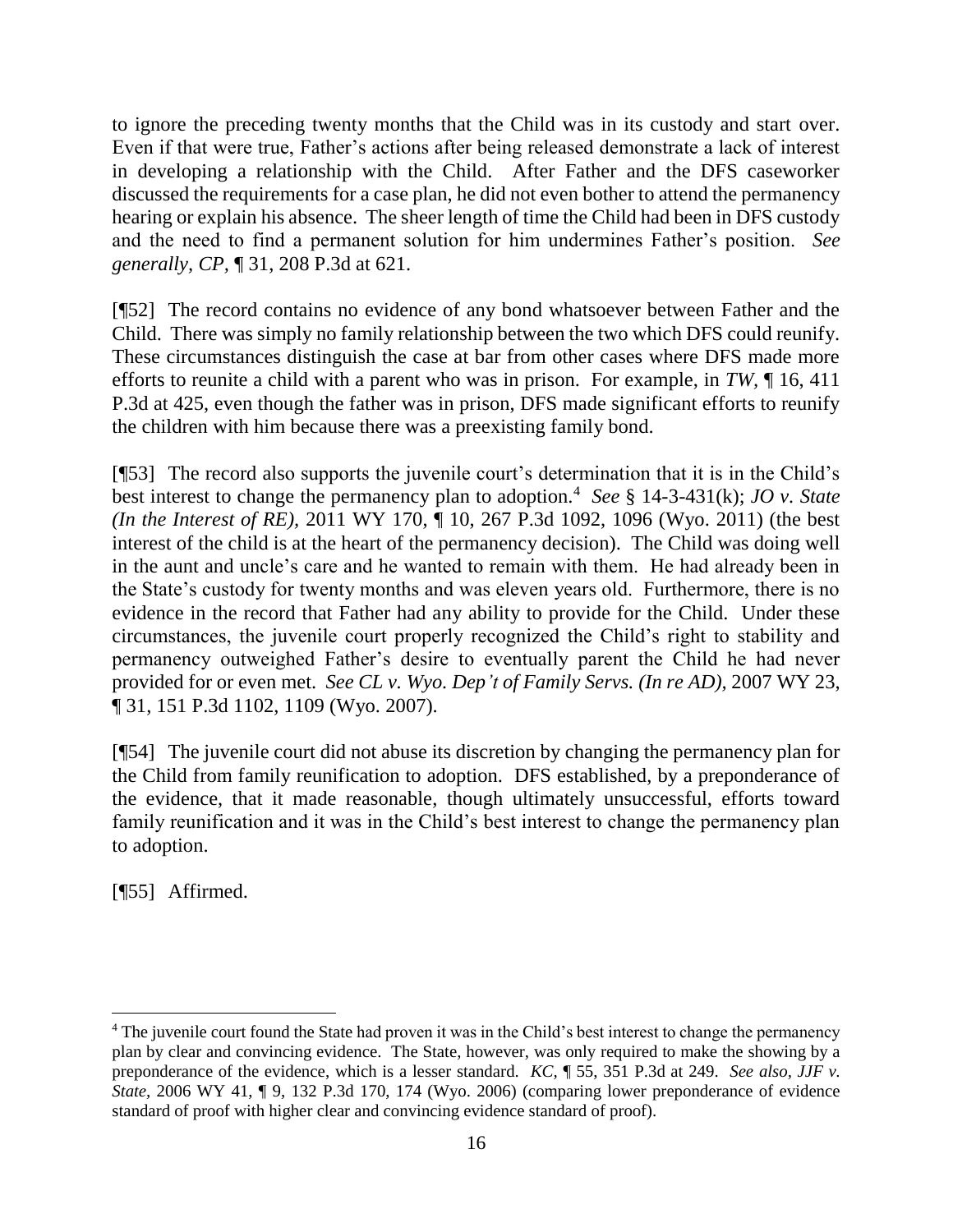to ignore the preceding twenty months that the Child was in its custody and start over. Even if that were true, Father's actions after being released demonstrate a lack of interest in developing a relationship with the Child. After Father and the DFS caseworker discussed the requirements for a case plan, he did not even bother to attend the permanency hearing or explain his absence. The sheer length of time the Child had been in DFS custody and the need to find a permanent solution for him undermines Father's position. *See generally, CP*, ¶ 31, 208 P.3d at 621.

[¶52] The record contains no evidence of any bond whatsoever between Father and the Child. There was simply no family relationship between the two which DFS could reunify. These circumstances distinguish the case at bar from other cases where DFS made more efforts to reunite a child with a parent who was in prison. For example, in *TW*, ¶ 16, 411 P.3d at 425, even though the father was in prison, DFS made significant efforts to reunify the children with him because there was a preexisting family bond.

[¶53] The record also supports the juvenile court's determination that it is in the Child's best interest to change the permanency plan to adoption.[4] *See* § 14-3-431(k); *JO v. State (In the Interest of RE)*, 2011 WY 170, ¶ 10, 267 P.3d 1092, 1096 (Wyo. 2011) (the best interest of the child is at the heart of the permanency decision). The Child was doing well in the aunt and uncle's care and he wanted to remain with them. He had already been in the State's custody for twenty months and was eleven years old. Furthermore, there is no evidence in the record that Father had any ability to provide for the Child. Under these circumstances, the juvenile court properly recognized the Child's right to stability and permanency outweighed Father's desire to eventually parent the Child he had never provided for or even met. *See CL v. Wyo. Dep't of Family Servs. (In re AD)*, 2007 WY 23, ¶ 31, 151 P.3d 1102, 1109 (Wyo. 2007).

[¶54] The juvenile court did not abuse its discretion by changing the permanency plan for the Child from family reunification to adoption. DFS established, by a preponderance of the evidence, that it made reasonable, though ultimately unsuccessful, efforts toward family reunification and it was in the Child's best interest to change the permanency plan to adoption.

[¶55] Affirmed.

---

[4] The juvenile court found the State had proven it was in the Child's best interest to change the permanency plan by clear and convincing evidence. The State, however, was only required to make the showing by a preponderance of the evidence, which is a lesser standard. *KC*, ¶ 55, 351 P.3d at 249. *See also*, *JJF v. State*, 2006 WY 41, ¶ 9, 132 P.3d 170, 174 (Wyo. 2006) (comparing lower preponderance of evidence standard of proof with higher clear and convincing evidence standard of proof).